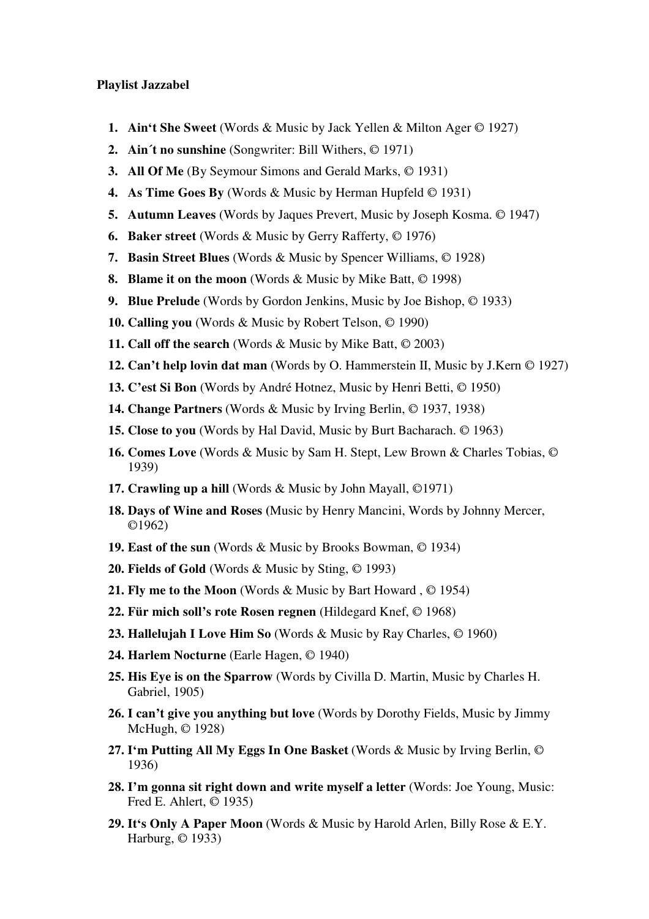**Playlist Jazzabel**

1. **Ain‘t She Sweet** (Words & Music by Jack Yellen & Milton Ager © 1927)
2. **Ain´t no sunshine** (Songwriter: Bill Withers, © 1971)
3. **All Of Me** (By Seymour Simons and Gerald Marks, © 1931)
4. **As Time Goes By** (Words & Music by Herman Hupfeld © 1931)
5. **Autumn Leaves** (Words by Jaques Prevert, Music by Joseph Kosma. © 1947)
6. **Baker street** (Words & Music by Gerry Rafferty, © 1976)
7. **Basin Street Blues** (Words & Music by Spencer Williams, © 1928)
8. **Blame it on the moon** (Words & Music by Mike Batt, © 1998)
9. **Blue Prelude** (Words by Gordon Jenkins, Music by Joe Bishop, © 1933)
10. **Calling you** (Words & Music by Robert Telson, © 1990)
11. **Call off the search** (Words & Music by Mike Batt, © 2003)
12. **Can’t help lovin dat man** (Words by O. Hammerstein II, Music by J.Kern © 1927)
13. **C’est Si Bon** (Words by André Hotnez, Music by Henri Betti, © 1950)
14. **Change Partners** (Words & Music by Irving Berlin, © 1937, 1938)
15. **Close to you** (Words by Hal David, Music by Burt Bacharach. © 1963)
16. **Comes Love** (Words & Music by Sam H. Stept, Lew Brown & Charles Tobias, © 1939)
17. **Crawling up a hill** (Words & Music by John Mayall, ©1971)
18. **Days of Wine and Roses (**Music by Henry Mancini, Words by Johnny Mercer, ©1962)
19. **East of the sun** (Words & Music by Brooks Bowman, © 1934)
20. **Fields of Gold** (Words & Music by Sting, © 1993)
21. **Fly me to the Moon** (Words & Music by Bart Howard , © 1954)
22. **Für mich soll’s rote Rosen regnen** (Hildegard Knef, © 1968)
23. **Hallelujah I Love Him So** (Words & Music by Ray Charles, © 1960)
24. **Harlem Nocturne** (Earle Hagen, © 1940)
25. **His Eye is on the Sparrow** (Words by Civilla D. Martin, Music by Charles H. Gabriel, 1905)
26. **I can’t give you anything but love** (Words by Dorothy Fields, Music by Jimmy McHugh, © 1928)
27. **I‘m Putting All My Eggs In One Basket** (Words & Music by Irving Berlin, © 1936)
28. **I’m gonna sit right down and write myself a letter** (Words: Joe Young, Music: Fred E. Ahlert, © 1935)
29. **It‘s Only A Paper Moon** (Words & Music by Harold Arlen, Billy Rose & E.Y. Harburg, © 1933)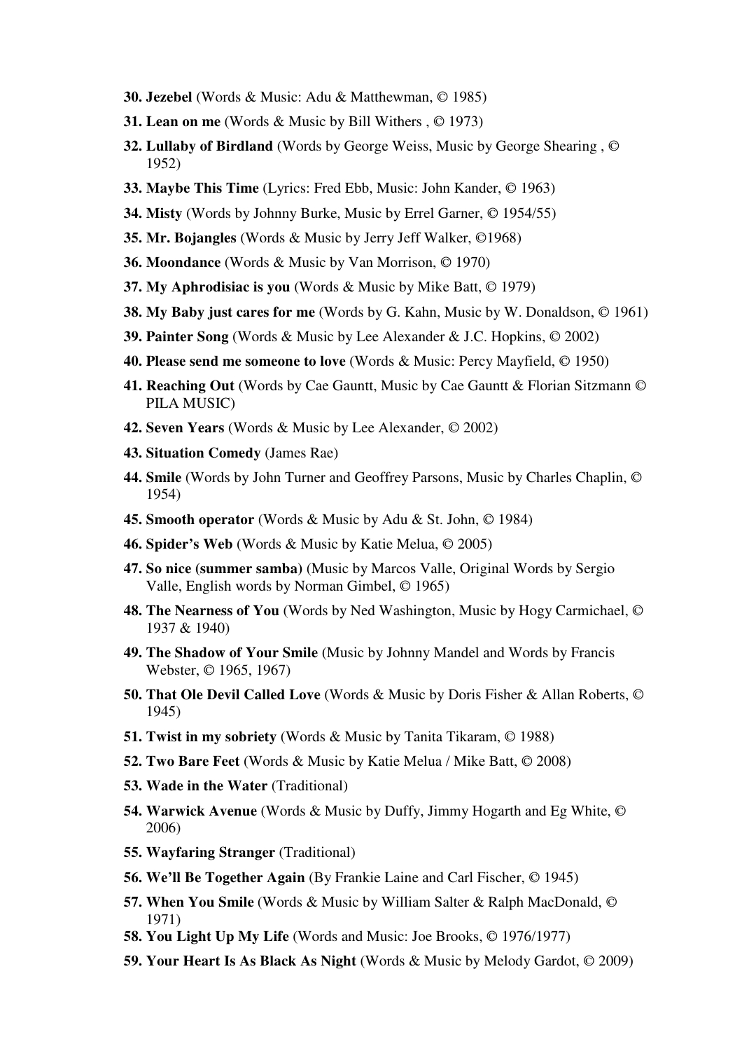**30. Jezebel** (Words & Music: Adu & Matthewman, © 1985)

**31. Lean on me** (Words & Music by Bill Withers , © 1973)

**32. Lullaby of Birdland** (Words by George Weiss, Music by George Shearing , © 1952)

**33. Maybe This Time** (Lyrics: Fred Ebb, Music: John Kander, © 1963)

**34. Misty** (Words by Johnny Burke, Music by Errel Garner, © 1954/55)

**35. Mr. Bojangles** (Words & Music by Jerry Jeff Walker, ©1968)

**36. Moondance** (Words & Music by Van Morrison, © 1970)

**37. My Aphrodisiac is you** (Words & Music by Mike Batt, © 1979)

**38. My Baby just cares for me** (Words by G. Kahn, Music by W. Donaldson, © 1961)

**39. Painter Song** (Words & Music by Lee Alexander & J.C. Hopkins, © 2002)

**40. Please send me someone to love** (Words & Music: Percy Mayfield, © 1950)

**41. Reaching Out** (Words by Cae Gauntt, Music by Cae Gauntt & Florian Sitzmann © PILA MUSIC)

**42. Seven Years** (Words & Music by Lee Alexander, © 2002)

**43. Situation Comedy** (James Rae)

**44. Smile** (Words by John Turner and Geoffrey Parsons, Music by Charles Chaplin, © 1954)

**45. Smooth operator** (Words & Music by Adu & St. John, © 1984)

**46. Spider's Web** (Words & Music by Katie Melua, © 2005)

**47. So nice (summer samba)** (Music by Marcos Valle, Original Words by Sergio Valle, English words by Norman Gimbel, © 1965)

**48. The Nearness of You** (Words by Ned Washington, Music by Hogy Carmichael, © 1937 & 1940)

**49. The Shadow of Your Smile** (Music by Johnny Mandel and Words by Francis Webster, © 1965, 1967)

**50. That Ole Devil Called Love** (Words & Music by Doris Fisher & Allan Roberts, © 1945)

**51. Twist in my sobriety** (Words & Music by Tanita Tikaram, © 1988)

**52. Two Bare Feet** (Words & Music by Katie Melua / Mike Batt, © 2008)

**53. Wade in the Water** (Traditional)

**54. Warwick Avenue** (Words & Music by Duffy, Jimmy Hogarth and Eg White, © 2006)

**55. Wayfaring Stranger** (Traditional)

**56. We'll Be Together Again** (By Frankie Laine and Carl Fischer, © 1945)

**57. When You Smile** (Words & Music by William Salter & Ralph MacDonald, © 1971)

**58. You Light Up My Life** (Words and Music: Joe Brooks, © 1976/1977)

**59. Your Heart Is As Black As Night** (Words & Music by Melody Gardot, © 2009)